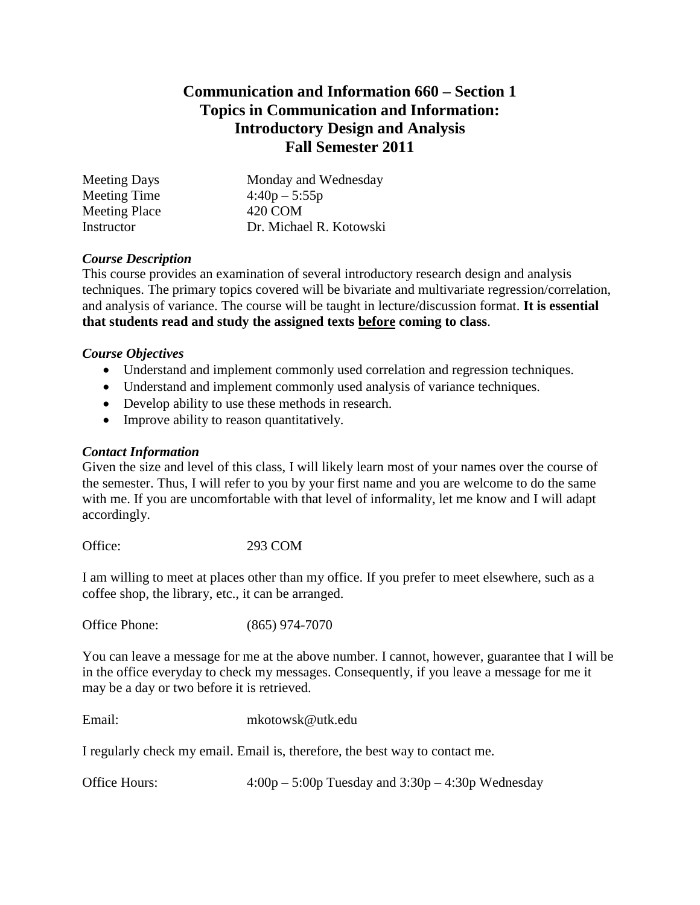# Communication and Information 660 – Section 1
# Topics in Communication and Information:
# Introductory Design and Analysis
# Fall Semester 2011

| | |
|---|---|
| Meeting Days | Monday and Wednesday |
| Meeting Time | 4:40p – 5:55p |
| Meeting Place | 420 COM |
| Instructor | Dr. Michael R. Kotowski |

### *Course Description*

This course provides an examination of several introductory research design and analysis techniques. The primary topics covered will be bivariate and multivariate regression/correlation, and analysis of variance. The course will be taught in lecture/discussion format. **It is essential that students read and study the assigned texts <u>before</u> coming to class**.

### *Course Objectives*

- Understand and implement commonly used correlation and regression techniques.
- Understand and implement commonly used analysis of variance techniques.
- Develop ability to use these methods in research.
- Improve ability to reason quantitatively.

### *Contact Information*

Given the size and level of this class, I will likely learn most of your names over the course of the semester. Thus, I will refer to you by your first name and you are welcome to do the same with me. If you are uncomfortable with that level of informality, let me know and I will adapt accordingly.

Office: 293 COM

I am willing to meet at places other than my office. If you prefer to meet elsewhere, such as a coffee shop, the library, etc., it can be arranged.

Office Phone: (865) 974-7070

You can leave a message for me at the above number. I cannot, however, guarantee that I will be in the office everyday to check my messages. Consequently, if you leave a message for me it may be a day or two before it is retrieved.

Email: mkotowsk@utk.edu

I regularly check my email. Email is, therefore, the best way to contact me.

Office Hours: 4:00p – 5:00p Tuesday and 3:30p – 4:30p Wednesday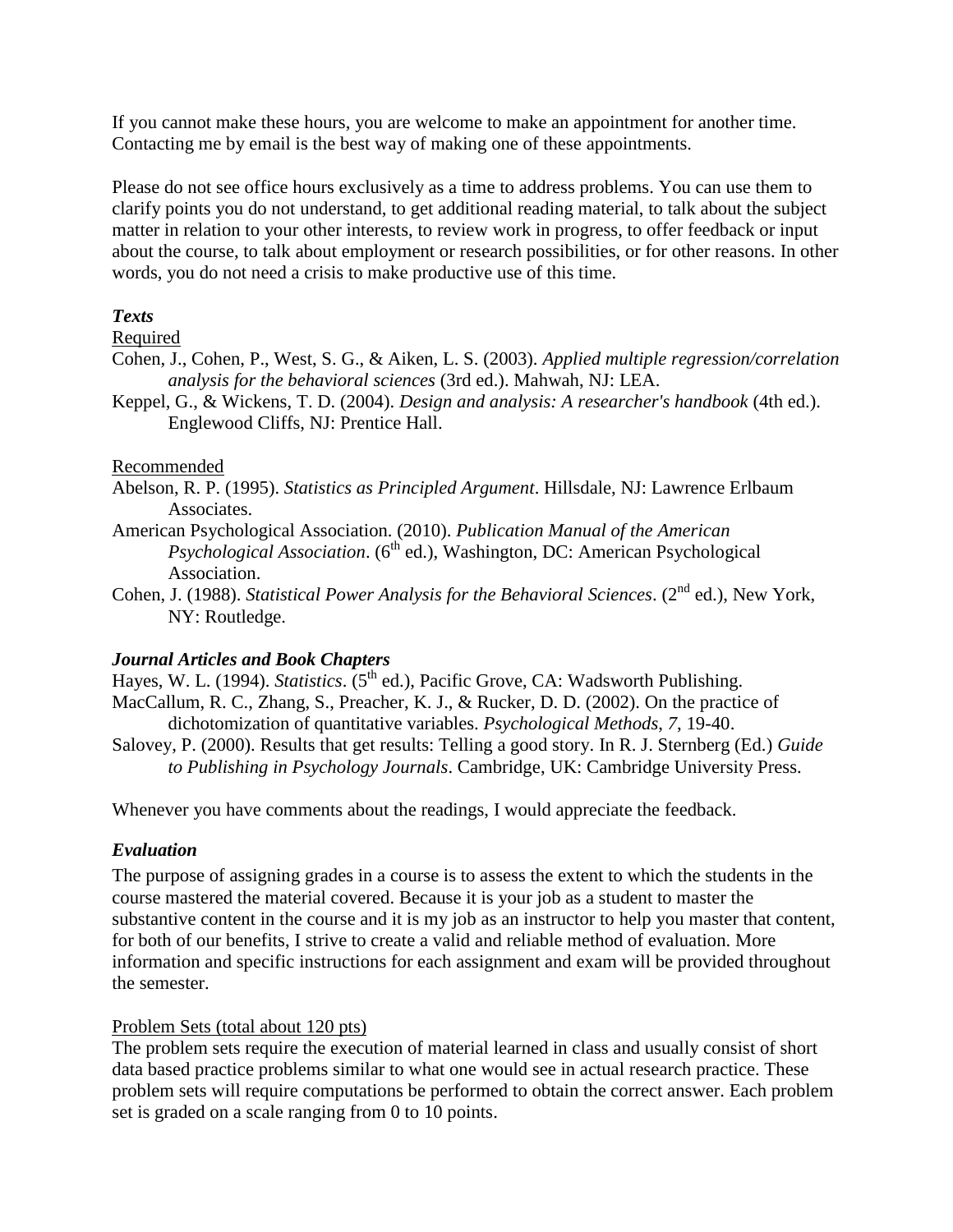If you cannot make these hours, you are welcome to make an appointment for another time. Contacting me by email is the best way of making one of these appointments.

Please do not see office hours exclusively as a time to address problems. You can use them to clarify points you do not understand, to get additional reading material, to talk about the subject matter in relation to your other interests, to review work in progress, to offer feedback or input about the course, to talk about employment or research possibilities, or for other reasons. In other words, you do not need a crisis to make productive use of this time.

### *Texts*

<u>Required</u>

Cohen, J., Cohen, P., West, S. G., & Aiken, L. S. (2003). *Applied multiple regression/correlation analysis for the behavioral sciences* (3rd ed.). Mahwah, NJ: LEA.

Keppel, G., & Wickens, T. D. (2004). *Design and analysis: A researcher's handbook* (4th ed.). Englewood Cliffs, NJ: Prentice Hall.

<u>Recommended</u>

Abelson, R. P. (1995). *Statistics as Principled Argument*. Hillsdale, NJ: Lawrence Erlbaum Associates.

American Psychological Association. (2010). *Publication Manual of the American Psychological Association*. (6th ed.), Washington, DC: American Psychological Association.

Cohen, J. (1988). *Statistical Power Analysis for the Behavioral Sciences*. (2nd ed.), New York, NY: Routledge.

### *Journal Articles and Book Chapters*

Hayes, W. L. (1994). *Statistics*. (5th ed.), Pacific Grove, CA: Wadsworth Publishing.

MacCallum, R. C., Zhang, S., Preacher, K. J., & Rucker, D. D. (2002). On the practice of dichotomization of quantitative variables. *Psychological Methods*, *7*, 19-40.

Salovey, P. (2000). Results that get results: Telling a good story. In R. J. Sternberg (Ed.) *Guide to Publishing in Psychology Journals*. Cambridge, UK: Cambridge University Press.

Whenever you have comments about the readings, I would appreciate the feedback.

### *Evaluation*

The purpose of assigning grades in a course is to assess the extent to which the students in the course mastered the material covered. Because it is your job as a student to master the substantive content in the course and it is my job as an instructor to help you master that content, for both of our benefits, I strive to create a valid and reliable method of evaluation. More information and specific instructions for each assignment and exam will be provided throughout the semester.

<u>Problem Sets (total about 120 pts)</u>

The problem sets require the execution of material learned in class and usually consist of short data based practice problems similar to what one would see in actual research practice. These problem sets will require computations be performed to obtain the correct answer. Each problem set is graded on a scale ranging from 0 to 10 points.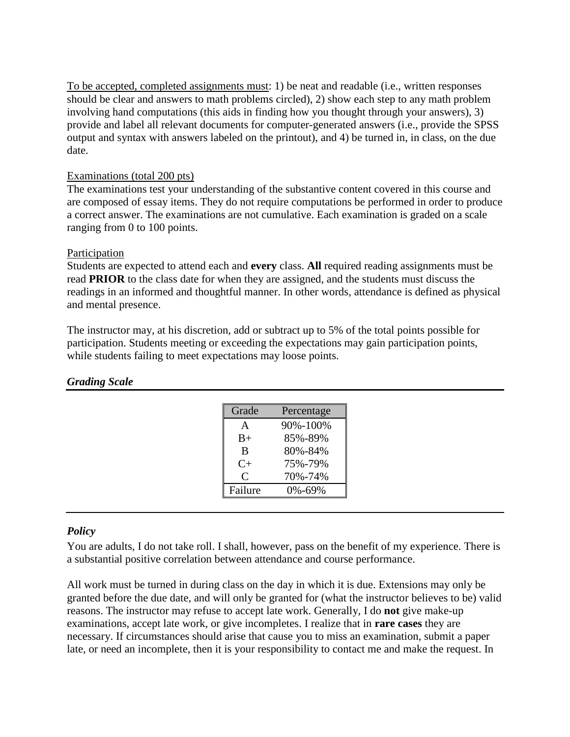<u>To be accepted, completed assignments must</u>: 1) be neat and readable (i.e., written responses should be clear and answers to math problems circled), 2) show each step to any math problem involving hand computations (this aids in finding how you thought through your answers), 3) provide and label all relevant documents for computer-generated answers (i.e., provide the SPSS output and syntax with answers labeled on the printout), and 4) be turned in, in class, on the due date.

<u>Examinations (total 200 pts)</u>
The examinations test your understanding of the substantive content covered in this course and are composed of essay items. They do not require computations be performed in order to produce a correct answer. The examinations are not cumulative. Each examination is graded on a scale ranging from 0 to 100 points.

<u>Participation</u>
Students are expected to attend each and **every** class. **All** required reading assignments must be read **PRIOR** to the class date for when they are assigned, and the students must discuss the readings in an informed and thoughtful manner. In other words, attendance is defined as physical and mental presence.

The instructor may, at his discretion, add or subtract up to 5% of the total points possible for participation. Students meeting or exceeding the expectations may gain participation points, while students failing to meet expectations may loose points.

### ***Grading Scale***

| Grade | Percentage |
|---|---|
| A | 90%-100% |
| B+ | 85%-89% |
| B | 80%-84% |
| C+ | 75%-79% |
| C | 70%-74% |
| Failure | 0%-69% |

### ***Policy***

You are adults, I do not take roll. I shall, however, pass on the benefit of my experience. There is a substantial positive correlation between attendance and course performance.

All work must be turned in during class on the day in which it is due. Extensions may only be granted before the due date, and will only be granted for (what the instructor believes to be) valid reasons. The instructor may refuse to accept late work. Generally, I do **not** give make-up examinations, accept late work, or give incompletes. I realize that in **rare cases** they are necessary. If circumstances should arise that cause you to miss an examination, submit a paper late, or need an incomplete, then it is your responsibility to contact me and make the request. In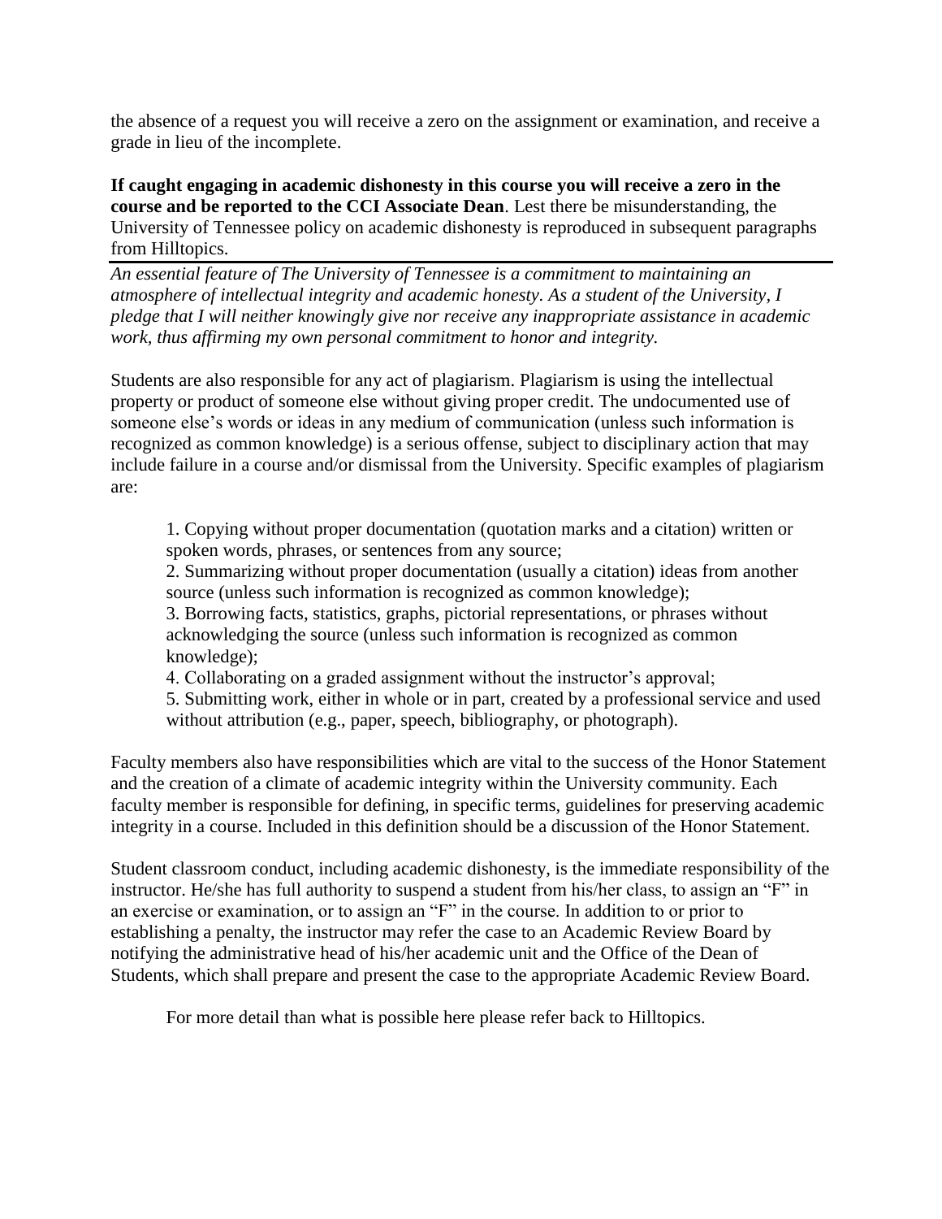the absence of a request you will receive a zero on the assignment or examination, and receive a grade in lieu of the incomplete.

**If caught engaging in academic dishonesty in this course you will receive a zero in the course and be reported to the CCI Associate Dean**. Lest there be misunderstanding, the University of Tennessee policy on academic dishonesty is reproduced in subsequent paragraphs from Hilltopics.

---

*An essential feature of The University of Tennessee is a commitment to maintaining an atmosphere of intellectual integrity and academic honesty. As a student of the University, I pledge that I will neither knowingly give nor receive any inappropriate assistance in academic work, thus affirming my own personal commitment to honor and integrity.*

Students are also responsible for any act of plagiarism. Plagiarism is using the intellectual property or product of someone else without giving proper credit. The undocumented use of someone else's words or ideas in any medium of communication (unless such information is recognized as common knowledge) is a serious offense, subject to disciplinary action that may include failure in a course and/or dismissal from the University. Specific examples of plagiarism are:

1. Copying without proper documentation (quotation marks and a citation) written or spoken words, phrases, or sentences from any source;
2. Summarizing without proper documentation (usually a citation) ideas from another source (unless such information is recognized as common knowledge);
3. Borrowing facts, statistics, graphs, pictorial representations, or phrases without acknowledging the source (unless such information is recognized as common knowledge);
4. Collaborating on a graded assignment without the instructor's approval;
5. Submitting work, either in whole or in part, created by a professional service and used without attribution (e.g., paper, speech, bibliography, or photograph).

Faculty members also have responsibilities which are vital to the success of the Honor Statement and the creation of a climate of academic integrity within the University community. Each faculty member is responsible for defining, in specific terms, guidelines for preserving academic integrity in a course. Included in this definition should be a discussion of the Honor Statement.

Student classroom conduct, including academic dishonesty, is the immediate responsibility of the instructor. He/she has full authority to suspend a student from his/her class, to assign an "F" in an exercise or examination, or to assign an "F" in the course. In addition to or prior to establishing a penalty, the instructor may refer the case to an Academic Review Board by notifying the administrative head of his/her academic unit and the Office of the Dean of Students, which shall prepare and present the case to the appropriate Academic Review Board.

For more detail than what is possible here please refer back to Hilltopics.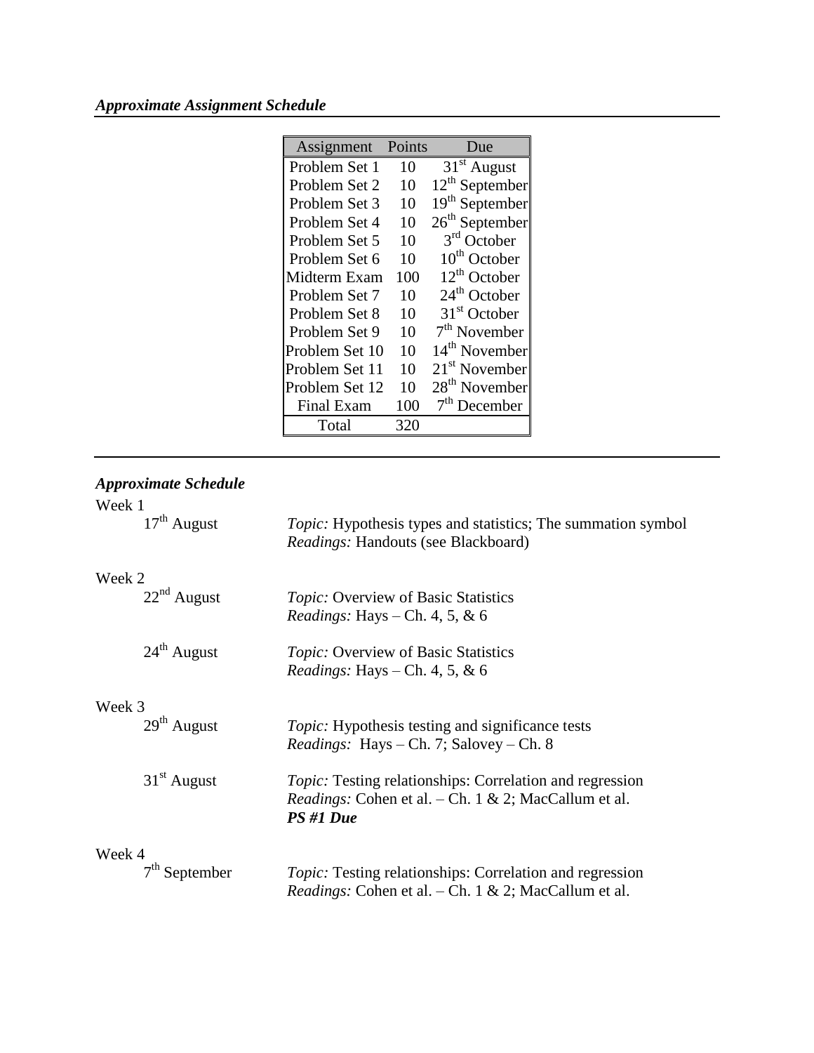### *Approximate Assignment Schedule*

| Assignment | Points | Due |
|---|---|---|
| Problem Set 1 | 10 | 31st August |
| Problem Set 2 | 10 | 12th September |
| Problem Set 3 | 10 | 19th September |
| Problem Set 4 | 10 | 26th September |
| Problem Set 5 | 10 | 3rd October |
| Problem Set 6 | 10 | 10th October |
| Midterm Exam | 100 | 12th October |
| Problem Set 7 | 10 | 24th October |
| Problem Set 8 | 10 | 31st October |
| Problem Set 9 | 10 | 7th November |
| Problem Set 10 | 10 | 14th November |
| Problem Set 11 | 10 | 21st November |
| Problem Set 12 | 10 | 28th November |
| Final Exam | 100 | 7th December |
| Total | 320 | |

---

### *Approximate Schedule*

Week 1

17th August
*Topic:* Hypothesis types and statistics; The summation symbol
*Readings:* Handouts (see Blackboard)

Week 2

22nd August
*Topic:* Overview of Basic Statistics
*Readings:* Hays – Ch. 4, 5, & 6

24th August
*Topic:* Overview of Basic Statistics
*Readings:* Hays – Ch. 4, 5, & 6

Week 3

29th August
*Topic:* Hypothesis testing and significance tests
*Readings:* Hays – Ch. 7; Salovey – Ch. 8

31st August
*Topic:* Testing relationships: Correlation and regression
*Readings:* Cohen et al. – Ch. 1 & 2; MacCallum et al.
***PS #1 Due***

Week 4

7th September
*Topic:* Testing relationships: Correlation and regression
*Readings:* Cohen et al. – Ch. 1 & 2; MacCallum et al.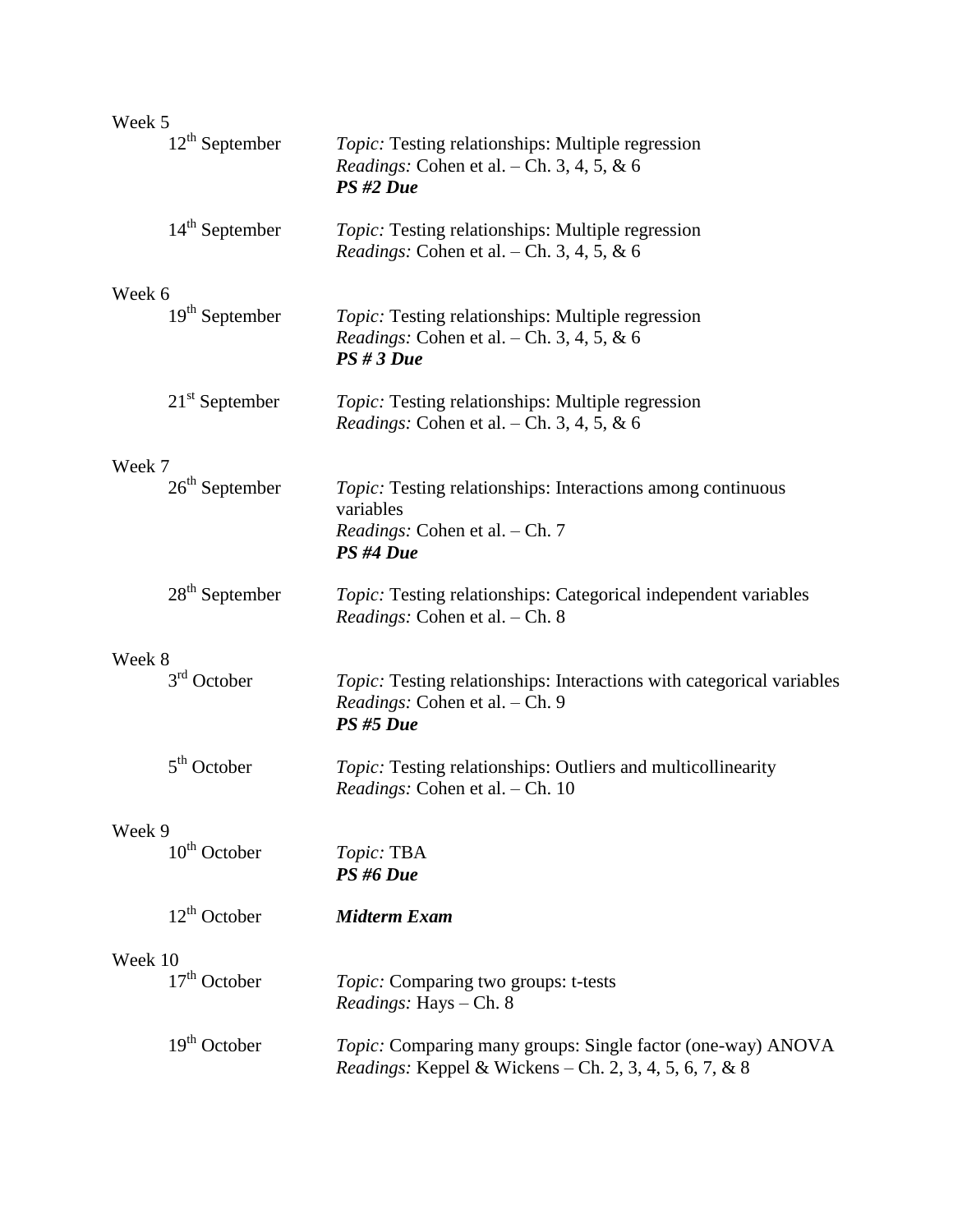Week 5

12th September — *Topic:* Testing relationships: Multiple regression
*Readings:* Cohen et al. – Ch. 3, 4, 5, & 6
***PS #2 Due***

14th September — *Topic:* Testing relationships: Multiple regression
*Readings:* Cohen et al. – Ch. 3, 4, 5, & 6

Week 6

19th September — *Topic:* Testing relationships: Multiple regression
*Readings:* Cohen et al. – Ch. 3, 4, 5, & 6
***PS # 3 Due***

21st September — *Topic:* Testing relationships: Multiple regression
*Readings:* Cohen et al. – Ch. 3, 4, 5, & 6

Week 7

26th September — *Topic:* Testing relationships: Interactions among continuous variables
*Readings:* Cohen et al. – Ch. 7
***PS #4 Due***

28th September — *Topic:* Testing relationships: Categorical independent variables
*Readings:* Cohen et al. – Ch. 8

Week 8

3rd October — *Topic:* Testing relationships: Interactions with categorical variables
*Readings:* Cohen et al. – Ch. 9
***PS #5 Due***

5th October — *Topic:* Testing relationships: Outliers and multicollinearity
*Readings:* Cohen et al. – Ch. 10

Week 9

10th October — *Topic:* TBA
***PS #6 Due***

12th October — ***Midterm Exam***

Week 10

17th October — *Topic:* Comparing two groups: t-tests
*Readings:* Hays – Ch. 8

19th October — *Topic:* Comparing many groups: Single factor (one-way) ANOVA
*Readings:* Keppel & Wickens – Ch. 2, 3, 4, 5, 6, 7, & 8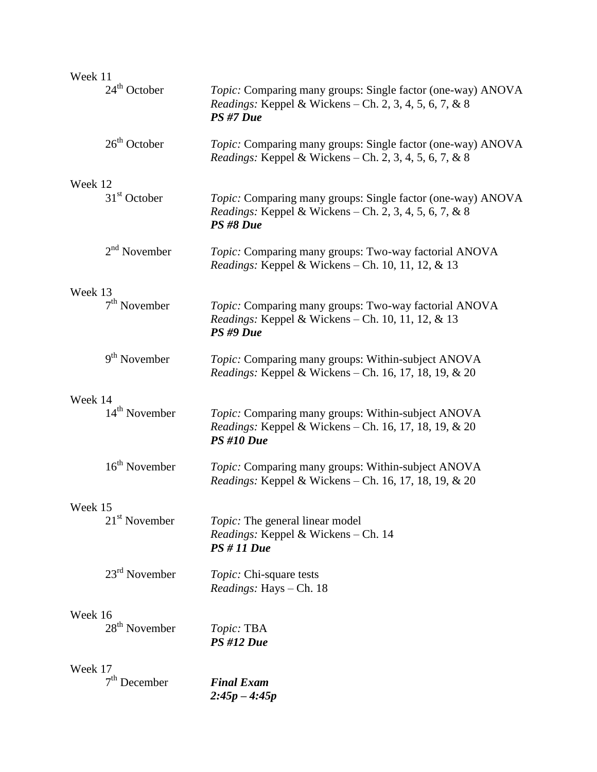Week 11

24th October
*Topic:* Comparing many groups: Single factor (one-way) ANOVA
*Readings:* Keppel & Wickens – Ch. 2, 3, 4, 5, 6, 7, & 8
***PS #7 Due***

26th October
*Topic:* Comparing many groups: Single factor (one-way) ANOVA
*Readings:* Keppel & Wickens – Ch. 2, 3, 4, 5, 6, 7, & 8

Week 12

31st October
*Topic:* Comparing many groups: Single factor (one-way) ANOVA
*Readings:* Keppel & Wickens – Ch. 2, 3, 4, 5, 6, 7, & 8
***PS #8 Due***

2nd November
*Topic:* Comparing many groups: Two-way factorial ANOVA
*Readings:* Keppel & Wickens – Ch. 10, 11, 12, & 13

Week 13

7th November
*Topic:* Comparing many groups: Two-way factorial ANOVA
*Readings:* Keppel & Wickens – Ch. 10, 11, 12, & 13
***PS #9 Due***

9th November
*Topic:* Comparing many groups: Within-subject ANOVA
*Readings:* Keppel & Wickens – Ch. 16, 17, 18, 19, & 20

Week 14

14th November
*Topic:* Comparing many groups: Within-subject ANOVA
*Readings:* Keppel & Wickens – Ch. 16, 17, 18, 19, & 20
***PS #10 Due***

16th November
*Topic:* Comparing many groups: Within-subject ANOVA
*Readings:* Keppel & Wickens – Ch. 16, 17, 18, 19, & 20

Week 15

21st November
*Topic:* The general linear model
*Readings:* Keppel & Wickens – Ch. 14
***PS # 11 Due***

23rd November
*Topic:* Chi-square tests
*Readings:* Hays – Ch. 18

Week 16

28th November
*Topic:* TBA
***PS #12 Due***

Week 17

7th December
***Final Exam***
***2:45p – 4:45p***